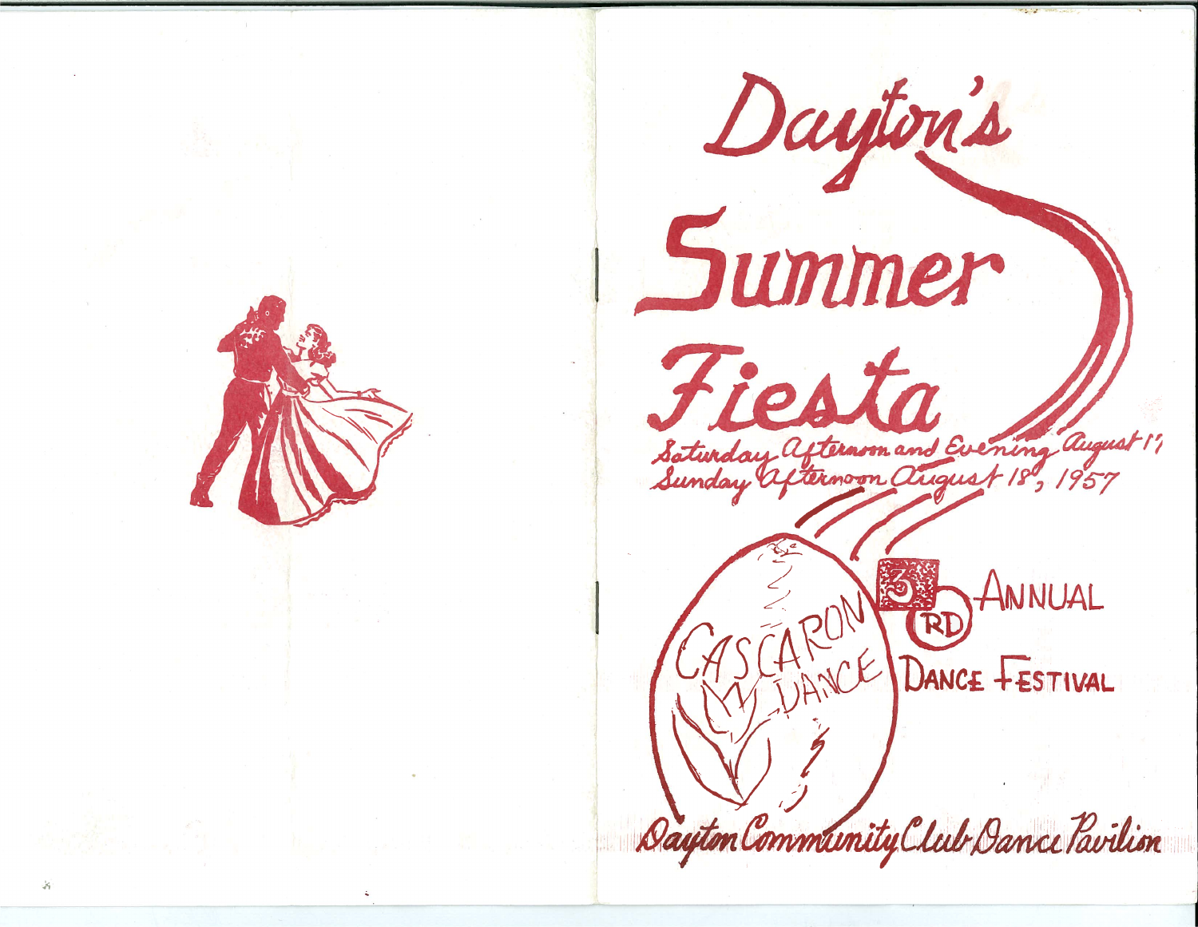# Dayton's Summer Fiesta

Saturday Afternoon and Evening August 17
Sunday Afternoon August 18, 1957

CASCARON DANCE

3RD ANNUAL DANCE FESTIVAL

Dayton Community Club Dance Pavilion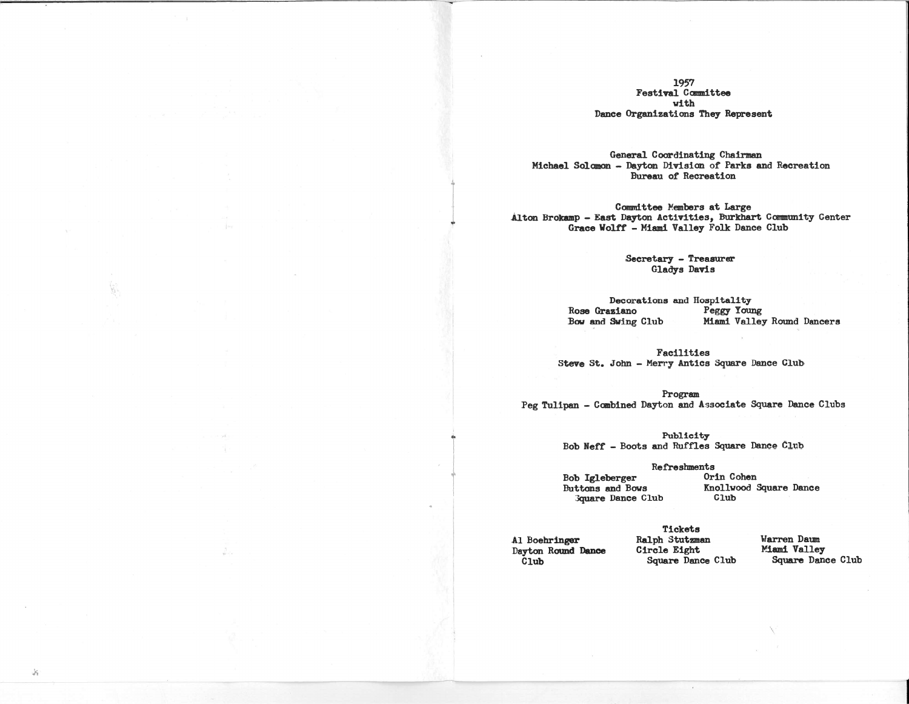# 1957
## Festival Committee
## with
## Dance Organizations They Represent

**General Coordinating Chairman**
Michael Solomon - Dayton Division of Parks and Recreation
Bureau of Recreation

**Committee Members at Large**
Alton Brokamp - East Dayton Activities, Burkhart Community Center
Grace Wolff - Miami Valley Folk Dance Club

**Secretary - Treasurer**
Gladys Davis

**Decorations and Hospitality**
Rose Graziano - Bow and Swing Club
Peggy Young - Miami Valley Round Dancers

**Facilities**
Steve St. John - Merry Antics Square Dance Club

**Program**
Peg Tulipan - Combined Dayton and Associate Square Dance Clubs

**Publicity**
Bob Neff - Boots and Ruffles Square Dance Club

**Refreshments**
Bob Igleberger - Buttons and Bows Square Dance Club
Orin Cohen - Knollwood Square Dance Club

**Tickets**
Al Boehringer - Dayton Round Dance Club
Ralph Stutzman - Circle Eight Square Dance Club
Warren Daum - Miami Valley Square Dance Club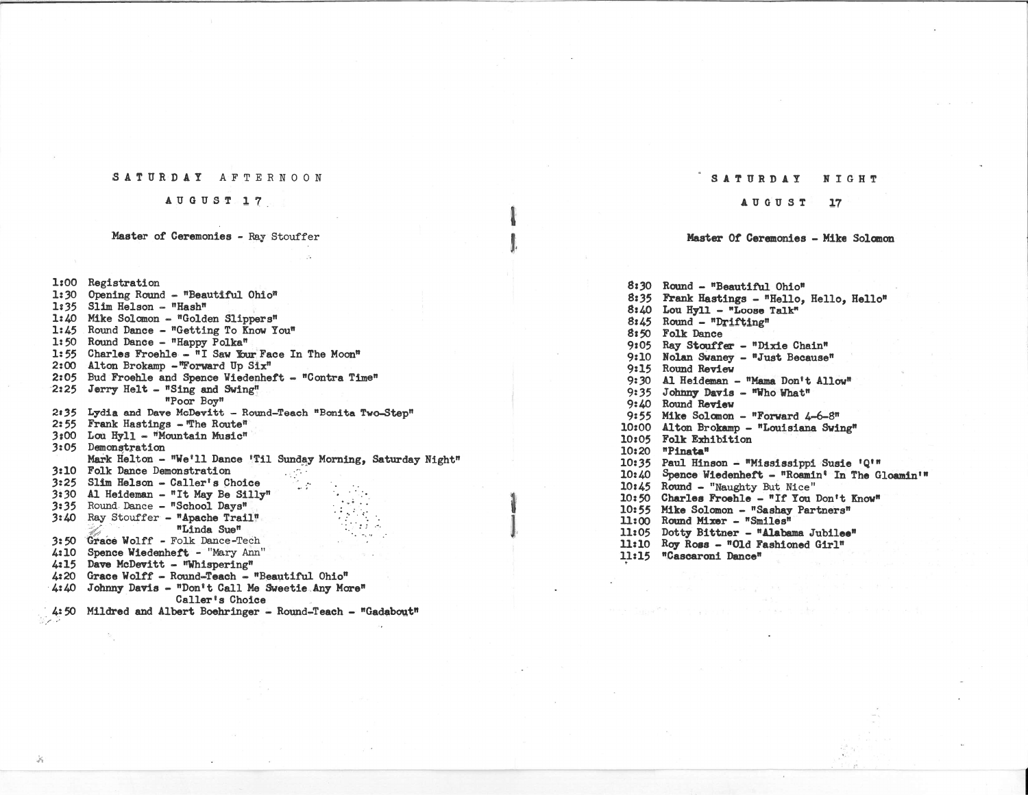## SATURDAY AFTERNOON

### AUGUST 17

**Master of Ceremonies** - Ray Stouffer

1:00 Registration
1:30 Opening Round - "Beautiful Ohio"
1:35 Slim Helson - "Hash"
1:40 Mike Solomon - "Golden Slippers"
1:45 Round Dance - "Getting To Know You"
1:50 Round Dance - "Happy Polka"
1:55 Charles Froehle - "I Saw Your Face In The Moon"
2:00 Alton Brokamp -"Forward Up Six"
2:05 Bud Froehle and Spence Wiedenheft - "Contra Time"
2:25 Jerry Helt - "Sing and Swing"
"Poor Boy"
2:35 Lydia and Dave McDevitt - Round-Teach "Bonita Two-Step"
2:55 Frank Hastings - "The Route"
3:00 Lou Hyll - "Mountain Music"
3:05 Demonstration
Mark Helton - "We'll Dance 'Til Sunday Morning, Saturday Night"
3:10 Folk Dance Demonstration
3:25 Slim Helson - Caller's Choice
3:30 Al Heideman - "It May Be Silly"
3:35 Round Dance - "School Days"
3:40 Ray Stouffer - "Apache Trail"
"Linda Sue"
3:50 Grace Wolff - Folk Dance-Tech
4:10 Spence Wiedenheft - "Mary Ann"
4:15 Dave McDevitt - "Whispering"
4:20 Grace Wolff - Round-Teach - "Beautiful Ohio"
4:40 Johnny Davis - "Don't Call Me Sweetie Any More"
Caller's Choice
4:50 Mildred and Albert Boehringer - Round-Teach - "Gadabout"

## SATURDAY NIGHT

### AUGUST 17

**Master Of Ceremonies - Mike Solomon**

8:30 Round - "Beautiful Ohio"
8:35 Frank Hastings - "Hello, Hello, Hello"
8:40 Lou Hyll - "Loose Talk"
8:45 Round - "Drifting"
8:50 Folk Dance
9:05 Ray Stouffer - "Dixie Chain"
9:10 Nolan Swaney - "Just Because"
9:15 Round Review
9:30 Al Heideman - "Mama Don't Allow"
9:35 Johnny Davis - "Who What"
9:40 Round Review
9:55 Mike Solomon - "Forward 4-6-8"
10:00 Alton Brokamp - "Louisiana Swing"
10:05 Folk Exhibition
10:20 "Pinata"
10:35 Paul Hinson - "Mississippi Susie 'Q'"
10:40 Spence Wiedenheft - "Roamin' In The Gloamin'"
10:45 Round - "Naughty But Nice"
10:50 Charles Froehle - "If You Don't Know"
10:55 Mike Solomon - "Sashay Partners"
11:00 Round Mixer - "Smiles"
11:05 Dotty Bittner - "Alabama Jubilee"
11:10 Roy Ross - "Old Fashioned Girl"
11:15 "Cascaroni Dance"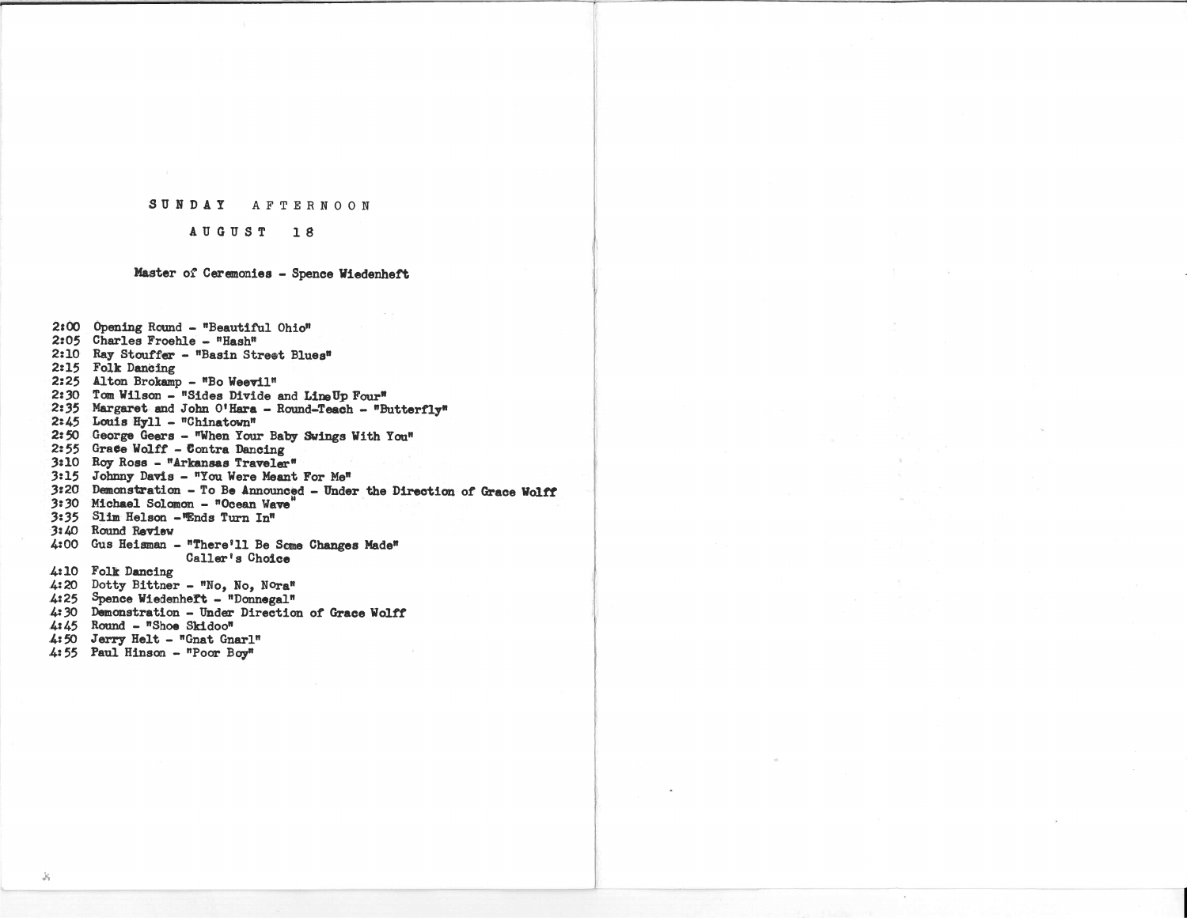## SUNDAY AFTERNOON

### AUGUST 18

**Master of Ceremonies - Spence Wiedenheft**

2:00 Opening Round - "Beautiful Ohio"
2:05 Charles Froehle - "Hash"
2:10 Ray Stouffer - "Basin Street Blues"
2:15 Folk Dancing
2:25 Alton Brokamp - "Bo Weevil"
2:30 Tom Wilson - "Sides Divide and Line Up Four"
2:35 Margaret and John O'Hara - Round-Teach - "Butterfly"
2:45 Louis Hyll - "Chinatown"
2:50 George Geers - "When Your Baby Swings With You"
2:55 Grace Wolff - Contra Dancing
3:10 Roy Ross - "Arkansas Traveler"
3:15 Johnny Davis - "You Were Meant For Me"
3:20 Demonstration - To Be Announced - Under the Direction of Grace Wolff
3:30 Michael Solomon - "Ocean Wave"
3:35 Slim Helson - "Ends Turn In"
3:40 Round Review
4:00 Gus Heisman - "There'll Be Some Changes Made"
Caller's Choice
4:10 Folk Dancing
4:20 Dotty Bittner - "No, No, Nora"
4:25 Spence Wiedenheft - "Donnegal"
4:30 Demonstration - Under Direction of Grace Wolff
4:45 Round - "Shoe Skidoo"
4:50 Jerry Helt - "Gnat Gnarl"
4:55 Paul Hinson - "Poor Boy"